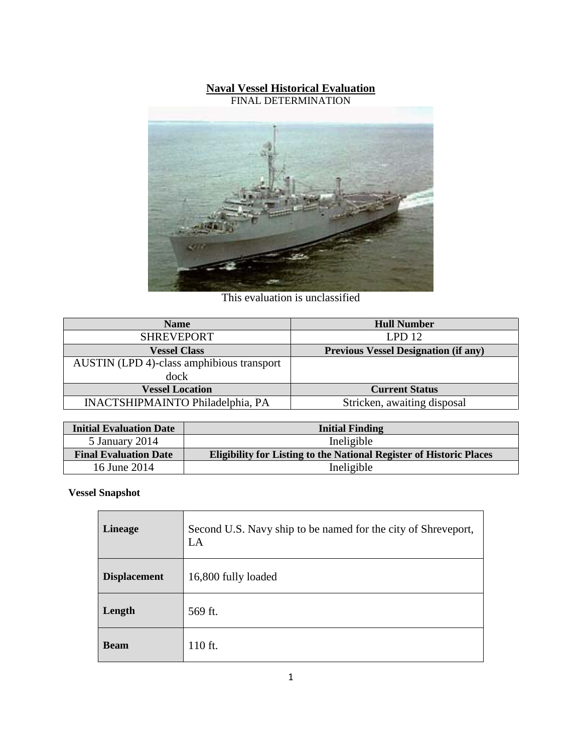# Naval Vessel Historical Evaluation

FINAL DETERMINATION

This evaluation is unclassified

| Name | Hull Number |
|---|---|
| SHREVEPORT | LPD 12 |
| **Vessel Class** | **Previous Vessel Designation (if any)** |
| AUSTIN (LPD 4)-class amphibious transport dock | |
| **Vessel Location** | **Current Status** |
| INACTSHIPMAINTO Philadelphia, PA | Stricken, awaiting disposal |

| Initial Evaluation Date | Initial Finding |
|---|---|
| 5 January 2014 | Ineligible |
| **Final Evaluation Date** | **Eligibility for Listing to the National Register of Historic Places** |
| 16 June 2014 | Ineligible |

**Vessel Snapshot**

| | |
|---|---|
| **Lineage** | Second U.S. Navy ship to be named for the city of Shreveport, LA |
| **Displacement** | 16,800 fully loaded |
| **Length** | 569 ft. |
| **Beam** | 110 ft. |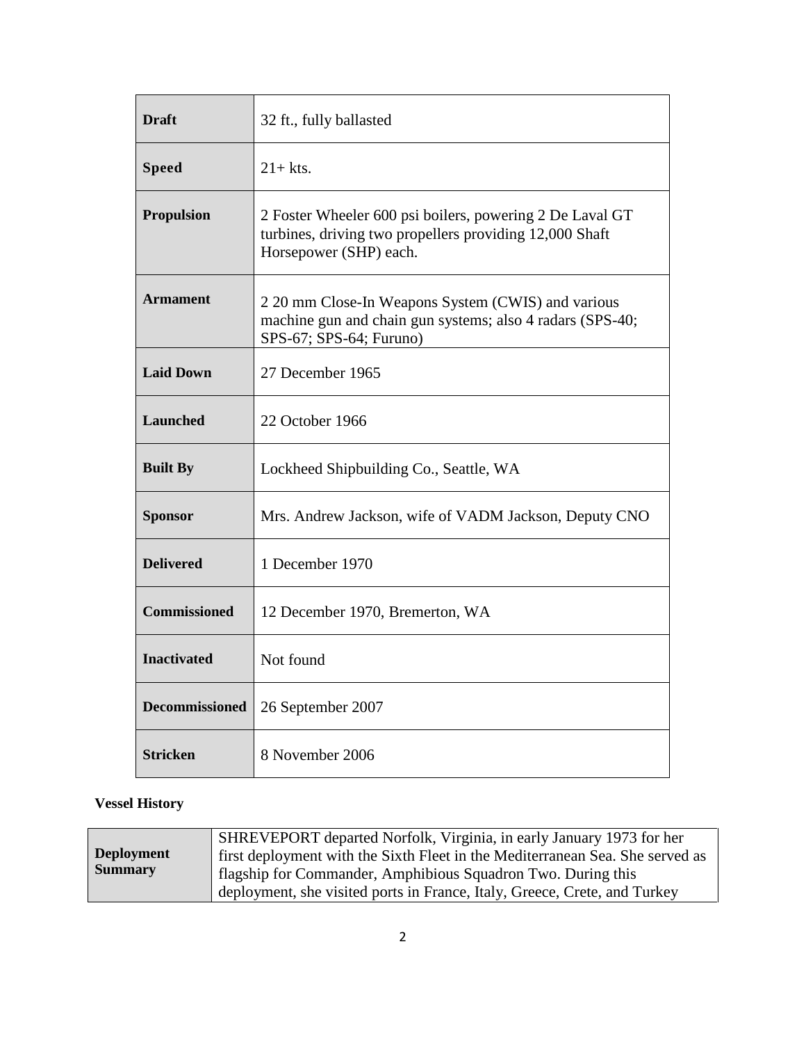| | |
|---|---|
| **Draft** | 32 ft., fully ballasted |
| **Speed** | 21+ kts. |
| **Propulsion** | 2 Foster Wheeler 600 psi boilers, powering 2 De Laval GT turbines, driving two propellers providing 12,000 Shaft Horsepower (SHP) each. |
| **Armament** | 2 20 mm Close-In Weapons System (CWIS) and various machine gun and chain gun systems; also 4 radars (SPS-40; SPS-67; SPS-64; Furuno) |
| **Laid Down** | 27 December 1965 |
| **Launched** | 22 October 1966 |
| **Built By** | Lockheed Shipbuilding Co., Seattle, WA |
| **Sponsor** | Mrs. Andrew Jackson, wife of VADM Jackson, Deputy CNO |
| **Delivered** | 1 December 1970 |
| **Commissioned** | 12 December 1970, Bremerton, WA |
| **Inactivated** | Not found |
| **Decommissioned** | 26 September 2007 |
| **Stricken** | 8 November 2006 |

**Vessel History**

| | |
|---|---|
| **Deployment Summary** | SHREVEPORT departed Norfolk, Virginia, in early January 1973 for her first deployment with the Sixth Fleet in the Mediterranean Sea. She served as flagship for Commander, Amphibious Squadron Two. During this deployment, she visited ports in France, Italy, Greece, Crete, and Turkey |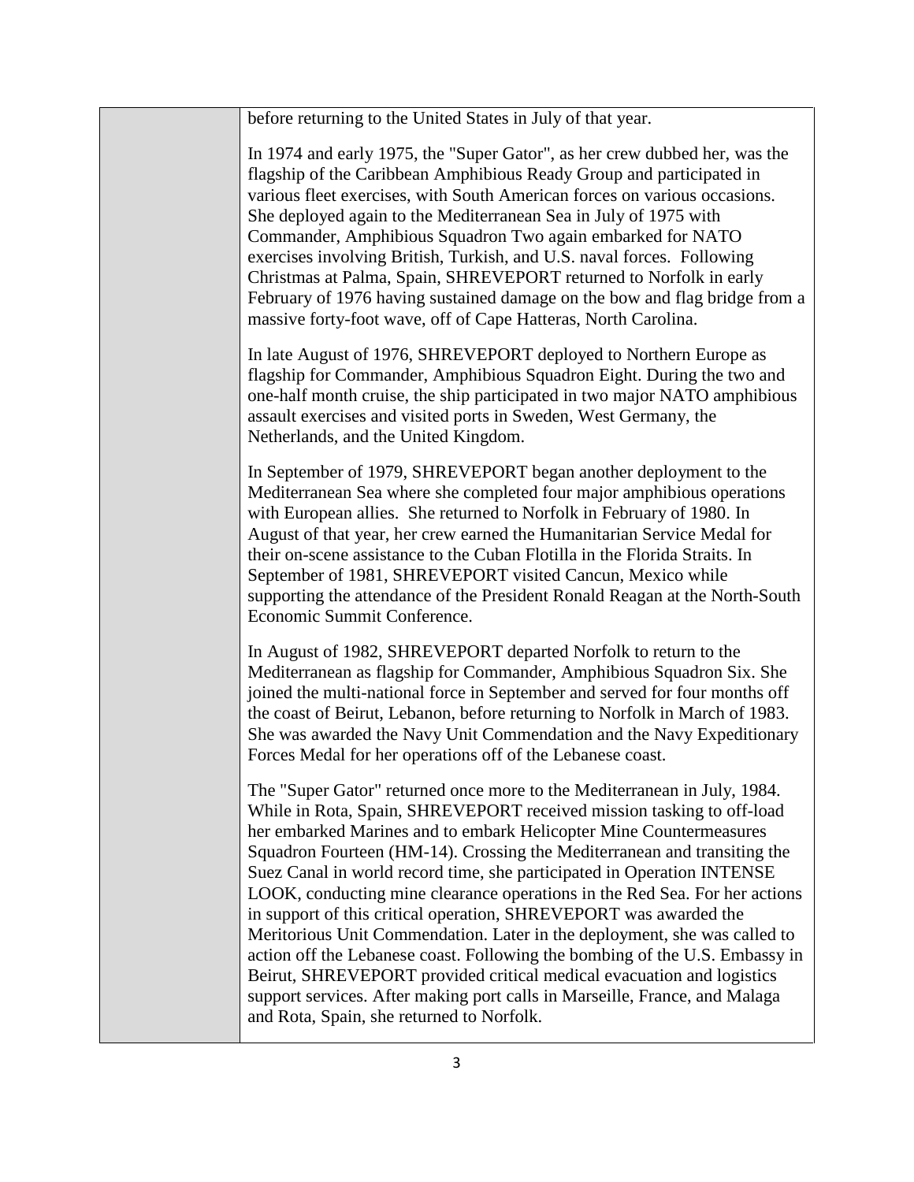before returning to the United States in July of that year.

In 1974 and early 1975, the "Super Gator", as her crew dubbed her, was the flagship of the Caribbean Amphibious Ready Group and participated in various fleet exercises, with South American forces on various occasions. She deployed again to the Mediterranean Sea in July of 1975 with Commander, Amphibious Squadron Two again embarked for NATO exercises involving British, Turkish, and U.S. naval forces. Following Christmas at Palma, Spain, SHREVEPORT returned to Norfolk in early February of 1976 having sustained damage on the bow and flag bridge from a massive forty-foot wave, off of Cape Hatteras, North Carolina.

In late August of 1976, SHREVEPORT deployed to Northern Europe as flagship for Commander, Amphibious Squadron Eight. During the two and one-half month cruise, the ship participated in two major NATO amphibious assault exercises and visited ports in Sweden, West Germany, the Netherlands, and the United Kingdom.

In September of 1979, SHREVEPORT began another deployment to the Mediterranean Sea where she completed four major amphibious operations with European allies. She returned to Norfolk in February of 1980. In August of that year, her crew earned the Humanitarian Service Medal for their on-scene assistance to the Cuban Flotilla in the Florida Straits. In September of 1981, SHREVEPORT visited Cancun, Mexico while supporting the attendance of the President Ronald Reagan at the North-South Economic Summit Conference.

In August of 1982, SHREVEPORT departed Norfolk to return to the Mediterranean as flagship for Commander, Amphibious Squadron Six. She joined the multi-national force in September and served for four months off the coast of Beirut, Lebanon, before returning to Norfolk in March of 1983. She was awarded the Navy Unit Commendation and the Navy Expeditionary Forces Medal for her operations off of the Lebanese coast.

The "Super Gator" returned once more to the Mediterranean in July, 1984. While in Rota, Spain, SHREVEPORT received mission tasking to off-load her embarked Marines and to embark Helicopter Mine Countermeasures Squadron Fourteen (HM-14). Crossing the Mediterranean and transiting the Suez Canal in world record time, she participated in Operation INTENSE LOOK, conducting mine clearance operations in the Red Sea. For her actions in support of this critical operation, SHREVEPORT was awarded the Meritorious Unit Commendation. Later in the deployment, she was called to action off the Lebanese coast. Following the bombing of the U.S. Embassy in Beirut, SHREVEPORT provided critical medical evacuation and logistics support services. After making port calls in Marseille, France, and Malaga and Rota, Spain, she returned to Norfolk.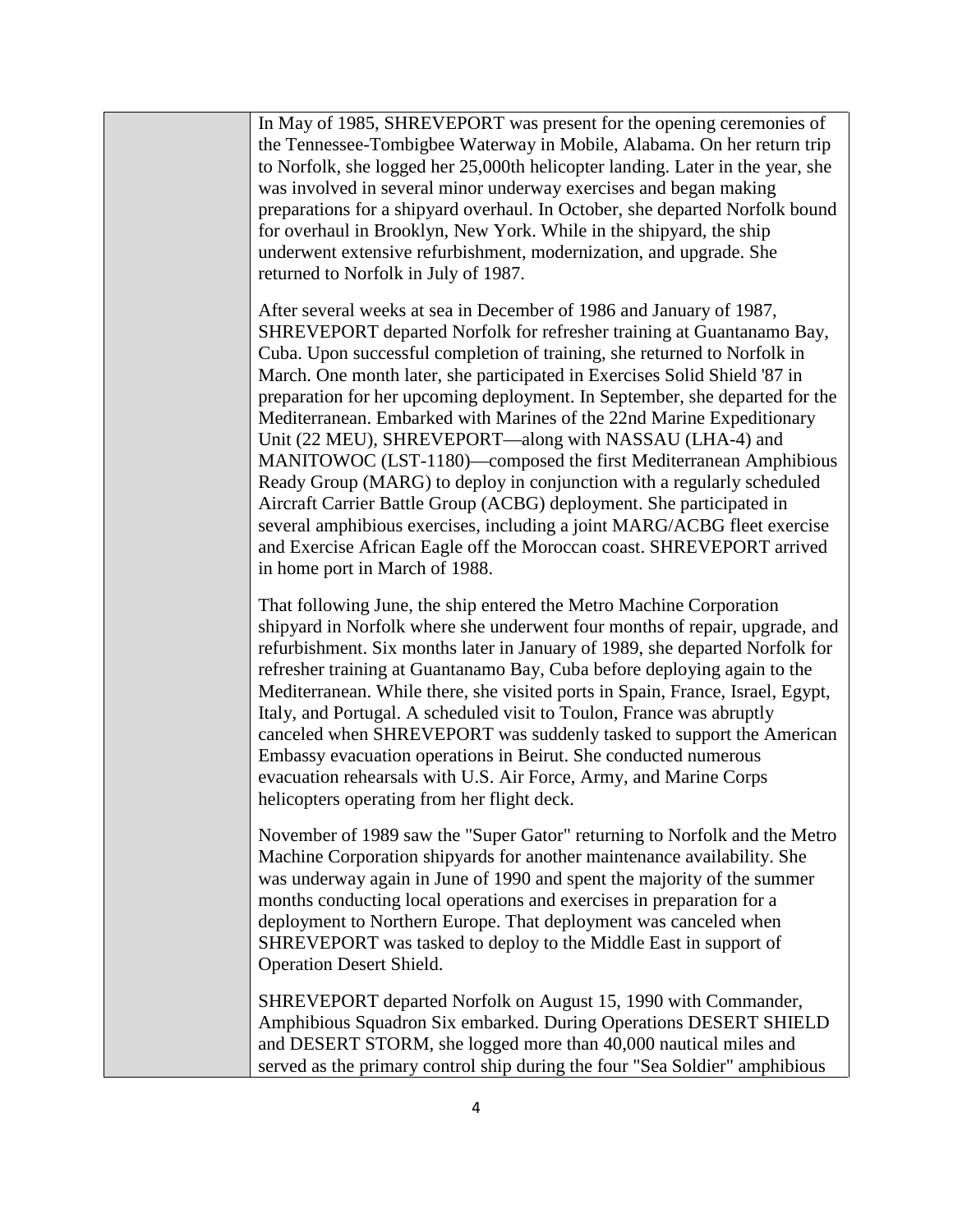In May of 1985, SHREVEPORT was present for the opening ceremonies of the Tennessee-Tombigbee Waterway in Mobile, Alabama. On her return trip to Norfolk, she logged her 25,000th helicopter landing. Later in the year, she was involved in several minor underway exercises and began making preparations for a shipyard overhaul. In October, she departed Norfolk bound for overhaul in Brooklyn, New York. While in the shipyard, the ship underwent extensive refurbishment, modernization, and upgrade. She returned to Norfolk in July of 1987.

After several weeks at sea in December of 1986 and January of 1987, SHREVEPORT departed Norfolk for refresher training at Guantanamo Bay, Cuba. Upon successful completion of training, she returned to Norfolk in March. One month later, she participated in Exercises Solid Shield '87 in preparation for her upcoming deployment. In September, she departed for the Mediterranean. Embarked with Marines of the 22nd Marine Expeditionary Unit (22 MEU), SHREVEPORT—along with NASSAU (LHA-4) and MANITOWOC (LST-1180)—composed the first Mediterranean Amphibious Ready Group (MARG) to deploy in conjunction with a regularly scheduled Aircraft Carrier Battle Group (ACBG) deployment. She participated in several amphibious exercises, including a joint MARG/ACBG fleet exercise and Exercise African Eagle off the Moroccan coast. SHREVEPORT arrived in home port in March of 1988.

That following June, the ship entered the Metro Machine Corporation shipyard in Norfolk where she underwent four months of repair, upgrade, and refurbishment. Six months later in January of 1989, she departed Norfolk for refresher training at Guantanamo Bay, Cuba before deploying again to the Mediterranean. While there, she visited ports in Spain, France, Israel, Egypt, Italy, and Portugal. A scheduled visit to Toulon, France was abruptly canceled when SHREVEPORT was suddenly tasked to support the American Embassy evacuation operations in Beirut. She conducted numerous evacuation rehearsals with U.S. Air Force, Army, and Marine Corps helicopters operating from her flight deck.

November of 1989 saw the "Super Gator" returning to Norfolk and the Metro Machine Corporation shipyards for another maintenance availability. She was underway again in June of 1990 and spent the majority of the summer months conducting local operations and exercises in preparation for a deployment to Northern Europe. That deployment was canceled when SHREVEPORT was tasked to deploy to the Middle East in support of Operation Desert Shield.

SHREVEPORT departed Norfolk on August 15, 1990 with Commander, Amphibious Squadron Six embarked. During Operations DESERT SHIELD and DESERT STORM, she logged more than 40,000 nautical miles and served as the primary control ship during the four "Sea Soldier" amphibious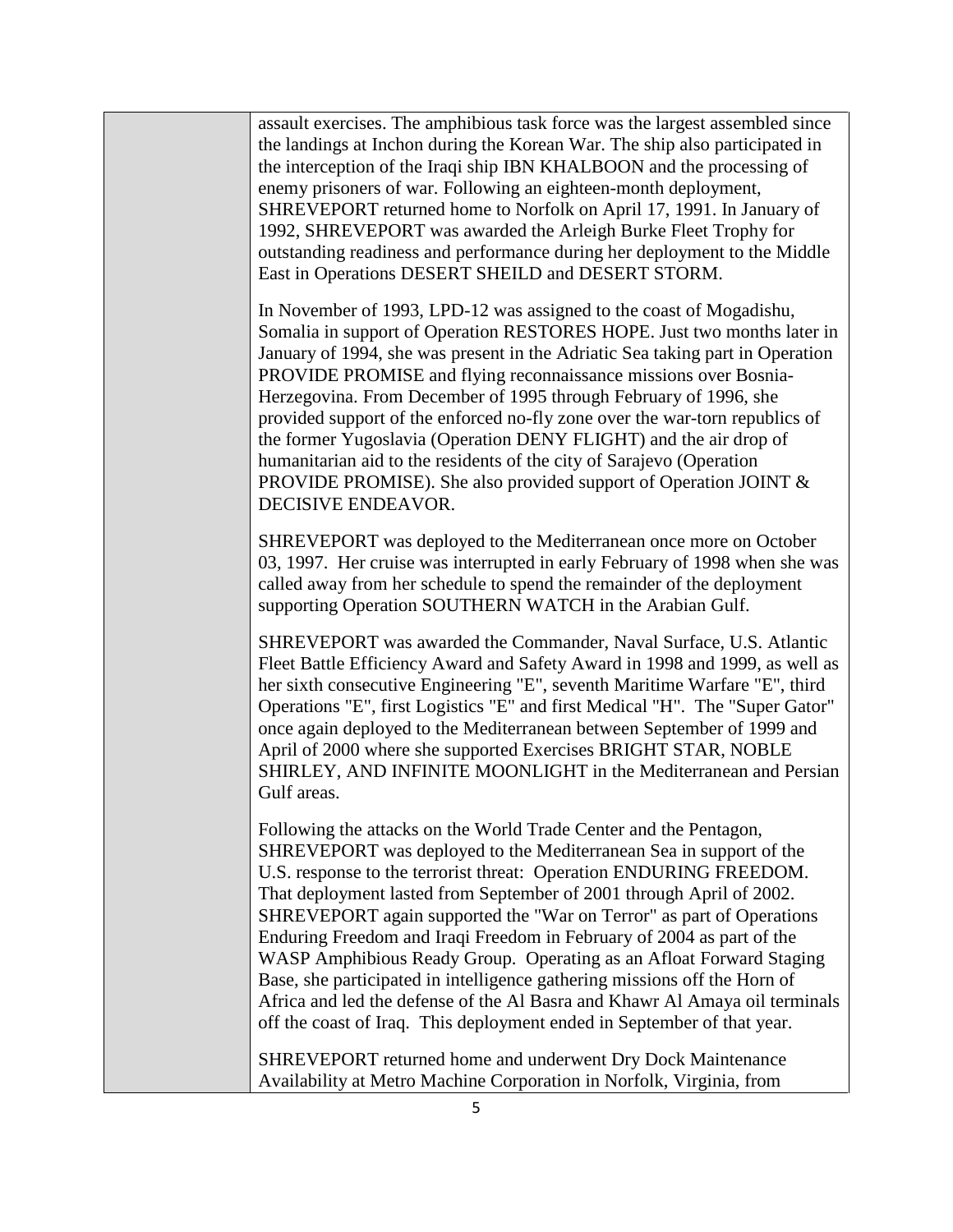assault exercises. The amphibious task force was the largest assembled since the landings at Inchon during the Korean War. The ship also participated in the interception of the Iraqi ship IBN KHALBOON and the processing of enemy prisoners of war. Following an eighteen-month deployment, SHREVEPORT returned home to Norfolk on April 17, 1991. In January of 1992, SHREVEPORT was awarded the Arleigh Burke Fleet Trophy for outstanding readiness and performance during her deployment to the Middle East in Operations DESERT SHEILD and DESERT STORM.

In November of 1993, LPD-12 was assigned to the coast of Mogadishu, Somalia in support of Operation RESTORES HOPE. Just two months later in January of 1994, she was present in the Adriatic Sea taking part in Operation PROVIDE PROMISE and flying reconnaissance missions over Bosnia-Herzegovina. From December of 1995 through February of 1996, she provided support of the enforced no-fly zone over the war-torn republics of the former Yugoslavia (Operation DENY FLIGHT) and the air drop of humanitarian aid to the residents of the city of Sarajevo (Operation PROVIDE PROMISE). She also provided support of Operation JOINT & DECISIVE ENDEAVOR.

SHREVEPORT was deployed to the Mediterranean once more on October 03, 1997. Her cruise was interrupted in early February of 1998 when she was called away from her schedule to spend the remainder of the deployment supporting Operation SOUTHERN WATCH in the Arabian Gulf.

SHREVEPORT was awarded the Commander, Naval Surface, U.S. Atlantic Fleet Battle Efficiency Award and Safety Award in 1998 and 1999, as well as her sixth consecutive Engineering "E", seventh Maritime Warfare "E", third Operations "E", first Logistics "E" and first Medical "H". The "Super Gator" once again deployed to the Mediterranean between September of 1999 and April of 2000 where she supported Exercises BRIGHT STAR, NOBLE SHIRLEY, AND INFINITE MOONLIGHT in the Mediterranean and Persian Gulf areas.

Following the attacks on the World Trade Center and the Pentagon, SHREVEPORT was deployed to the Mediterranean Sea in support of the U.S. response to the terrorist threat: Operation ENDURING FREEDOM. That deployment lasted from September of 2001 through April of 2002. SHREVEPORT again supported the "War on Terror" as part of Operations Enduring Freedom and Iraqi Freedom in February of 2004 as part of the WASP Amphibious Ready Group. Operating as an Afloat Forward Staging Base, she participated in intelligence gathering missions off the Horn of Africa and led the defense of the Al Basra and Khawr Al Amaya oil terminals off the coast of Iraq. This deployment ended in September of that year.

SHREVEPORT returned home and underwent Dry Dock Maintenance Availability at Metro Machine Corporation in Norfolk, Virginia, from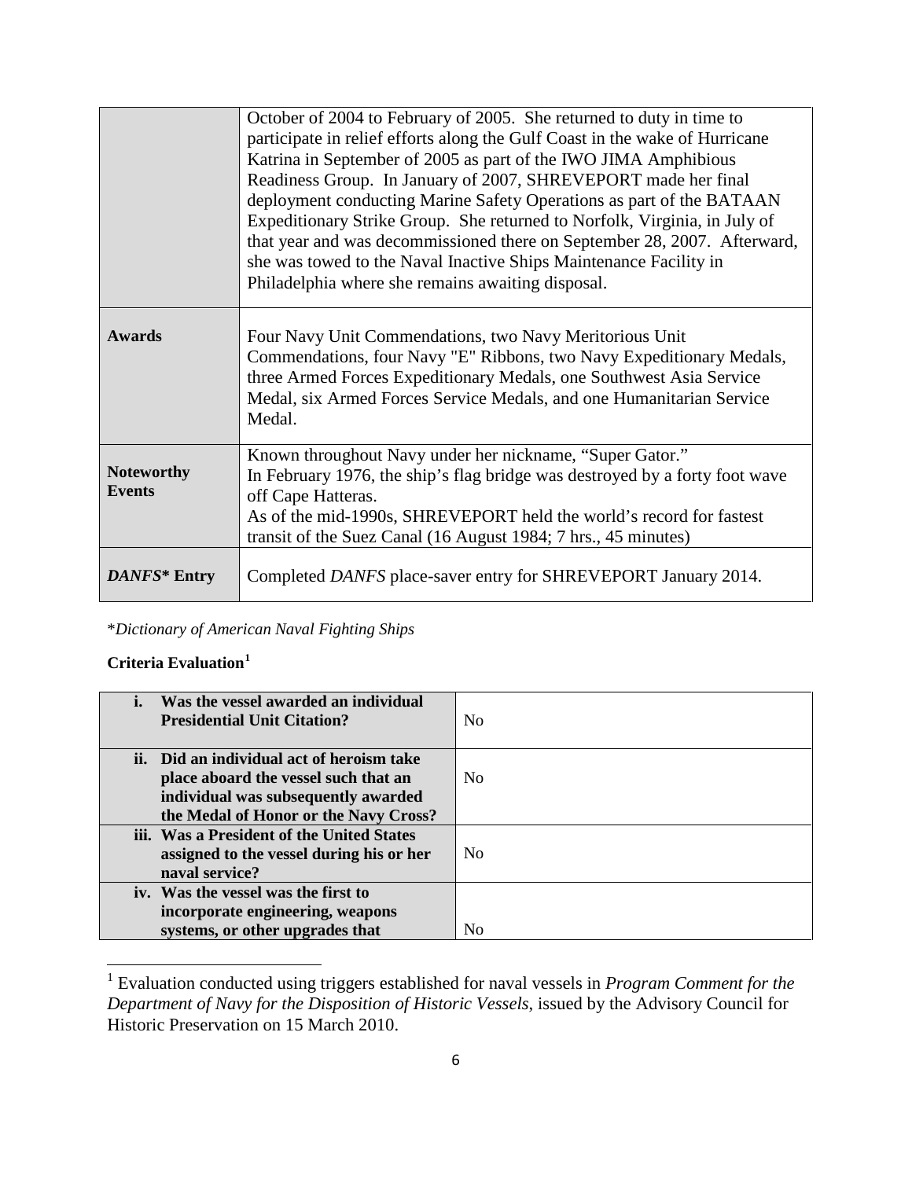| | |
|---|---|
| | October of 2004 to February of 2005. She returned to duty in time to participate in relief efforts along the Gulf Coast in the wake of Hurricane Katrina in September of 2005 as part of the IWO JIMA Amphibious Readiness Group. In January of 2007, SHREVEPORT made her final deployment conducting Marine Safety Operations as part of the BATAAN Expeditionary Strike Group. She returned to Norfolk, Virginia, in July of that year and was decommissioned there on September 28, 2007. Afterward, she was towed to the Naval Inactive Ships Maintenance Facility in Philadelphia where she remains awaiting disposal. |
| **Awards** | Four Navy Unit Commendations, two Navy Meritorious Unit Commendations, four Navy "E" Ribbons, two Navy Expeditionary Medals, three Armed Forces Expeditionary Medals, one Southwest Asia Service Medal, six Armed Forces Service Medals, and one Humanitarian Service Medal. |
| **Noteworthy Events** | Known throughout Navy under her nickname, "Super Gator."<br>In February 1976, the ship's flag bridge was destroyed by a forty foot wave off Cape Hatteras.<br>As of the mid-1990s, SHREVEPORT held the world's record for fastest transit of the Suez Canal (16 August 1984; 7 hrs., 45 minutes) |
| ***DANFS\** Entry** | Completed *DANFS* place-saver entry for SHREVEPORT January 2014. |

*\*Dictionary of American Naval Fighting Ships*

**Criteria Evaluation**[1]

| | |
|---|---|
| **i. Was the vessel awarded an individual Presidential Unit Citation?** | No |
| **ii. Did an individual act of heroism take place aboard the vessel such that an individual was subsequently awarded the Medal of Honor or the Navy Cross?** | No |
| **iii. Was a President of the United States assigned to the vessel during his or her naval service?** | No |
| **iv. Was the vessel was the first to incorporate engineering, weapons systems, or other upgrades that** | No |

[1] Evaluation conducted using triggers established for naval vessels in *Program Comment for the Department of Navy for the Disposition of Historic Vessels*, issued by the Advisory Council for Historic Preservation on 15 March 2010.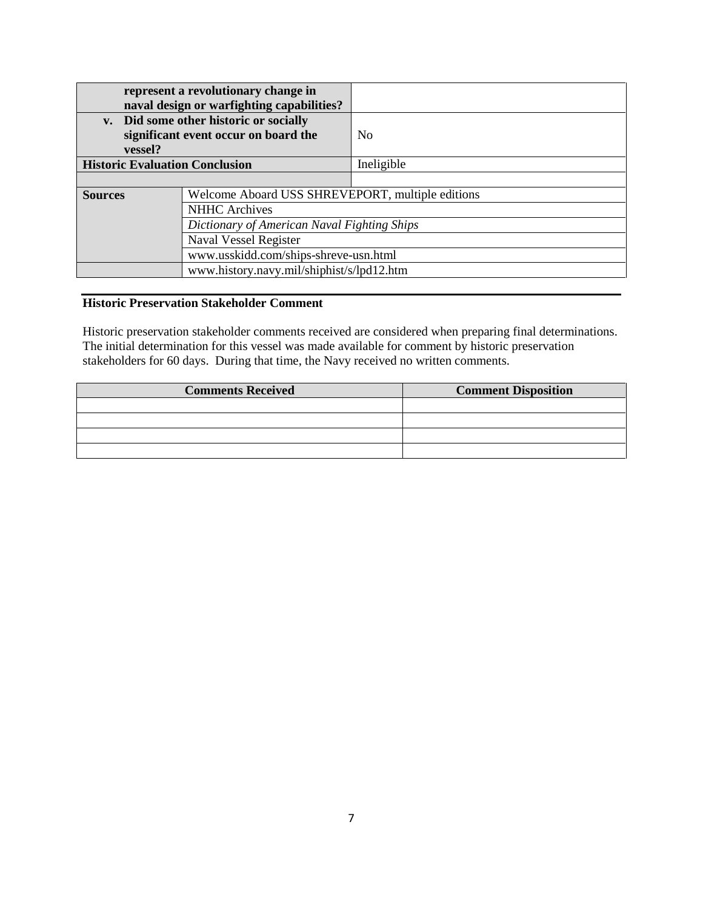| | |
|---|---|
| **represent a revolutionary change in naval design or warfighting capabilities?** | |
| **v. Did some other historic or socially significant event occur on board the vessel?** | No |
| **Historic Evaluation Conclusion** | Ineligible |
| | |

| | |
|---|---|
| **Sources** | Welcome Aboard USS SHREVEPORT, multiple editions |
| | NHHC Archives |
| | *Dictionary of American Naval Fighting Ships* |
| | Naval Vessel Register |
| | www.usskidd.com/ships-shreve-usn.html |
| | www.history.navy.mil/shiphist/s/lpd12.htm |

**Historic Preservation Stakeholder Comment**

Historic preservation stakeholder comments received are considered when preparing final determinations. The initial determination for this vessel was made available for comment by historic preservation stakeholders for 60 days. During that time, the Navy received no written comments.

| Comments Received | Comment Disposition |
|---|---|
| | |
| | |
| | |
| | |